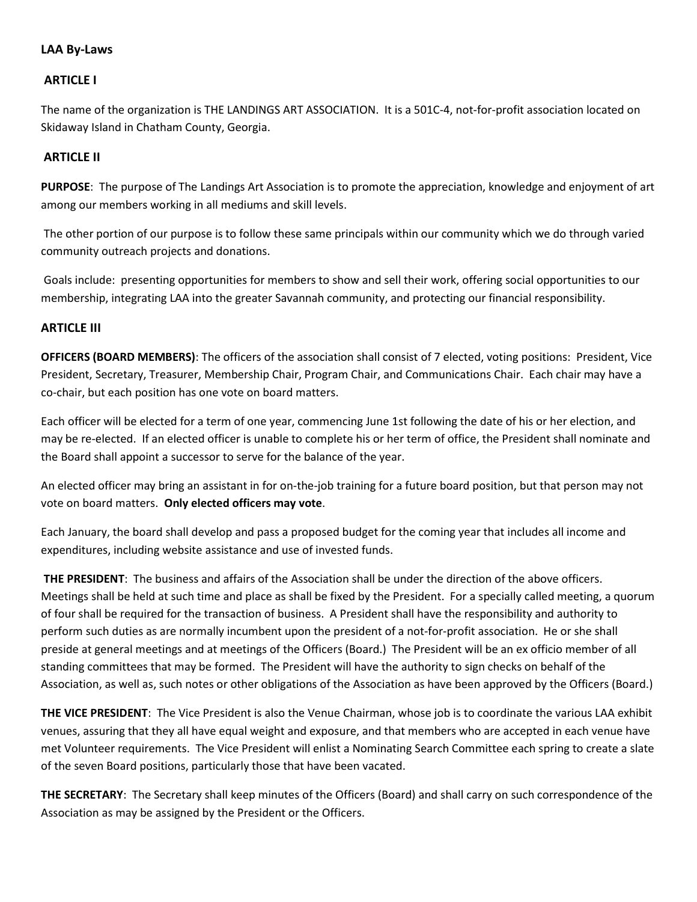**LAA By-Laws**

**ARTICLE I**

The name of the organization is THE LANDINGS ART ASSOCIATION. It is a 501C-4, not-for-profit association located on Skidaway Island in Chatham County, Georgia.

**ARTICLE II**

**PURPOSE**: The purpose of The Landings Art Association is to promote the appreciation, knowledge and enjoyment of art among our members working in all mediums and skill levels.

The other portion of our purpose is to follow these same principals within our community which we do through varied community outreach projects and donations.

Goals include: presenting opportunities for members to show and sell their work, offering social opportunities to our membership, integrating LAA into the greater Savannah community, and protecting our financial responsibility.

**ARTICLE III**

**OFFICERS (BOARD MEMBERS)**: The officers of the association shall consist of 7 elected, voting positions: President, Vice President, Secretary, Treasurer, Membership Chair, Program Chair, and Communications Chair. Each chair may have a co-chair, but each position has one vote on board matters.

Each officer will be elected for a term of one year, commencing June 1st following the date of his or her election, and may be re-elected. If an elected officer is unable to complete his or her term of office, the President shall nominate and the Board shall appoint a successor to serve for the balance of the year.

An elected officer may bring an assistant in for on-the-job training for a future board position, but that person may not vote on board matters. **Only elected officers may vote**.

Each January, the board shall develop and pass a proposed budget for the coming year that includes all income and expenditures, including website assistance and use of invested funds.

**THE PRESIDENT**: The business and affairs of the Association shall be under the direction of the above officers. Meetings shall be held at such time and place as shall be fixed by the President. For a specially called meeting, a quorum of four shall be required for the transaction of business. A President shall have the responsibility and authority to perform such duties as are normally incumbent upon the president of a not-for-profit association. He or she shall preside at general meetings and at meetings of the Officers (Board.) The President will be an ex officio member of all standing committees that may be formed. The President will have the authority to sign checks on behalf of the Association, as well as, such notes or other obligations of the Association as have been approved by the Officers (Board.)

**THE VICE PRESIDENT**: The Vice President is also the Venue Chairman, whose job is to coordinate the various LAA exhibit venues, assuring that they all have equal weight and exposure, and that members who are accepted in each venue have met Volunteer requirements. The Vice President will enlist a Nominating Search Committee each spring to create a slate of the seven Board positions, particularly those that have been vacated.

**THE SECRETARY**: The Secretary shall keep minutes of the Officers (Board) and shall carry on such correspondence of the Association as may be assigned by the President or the Officers.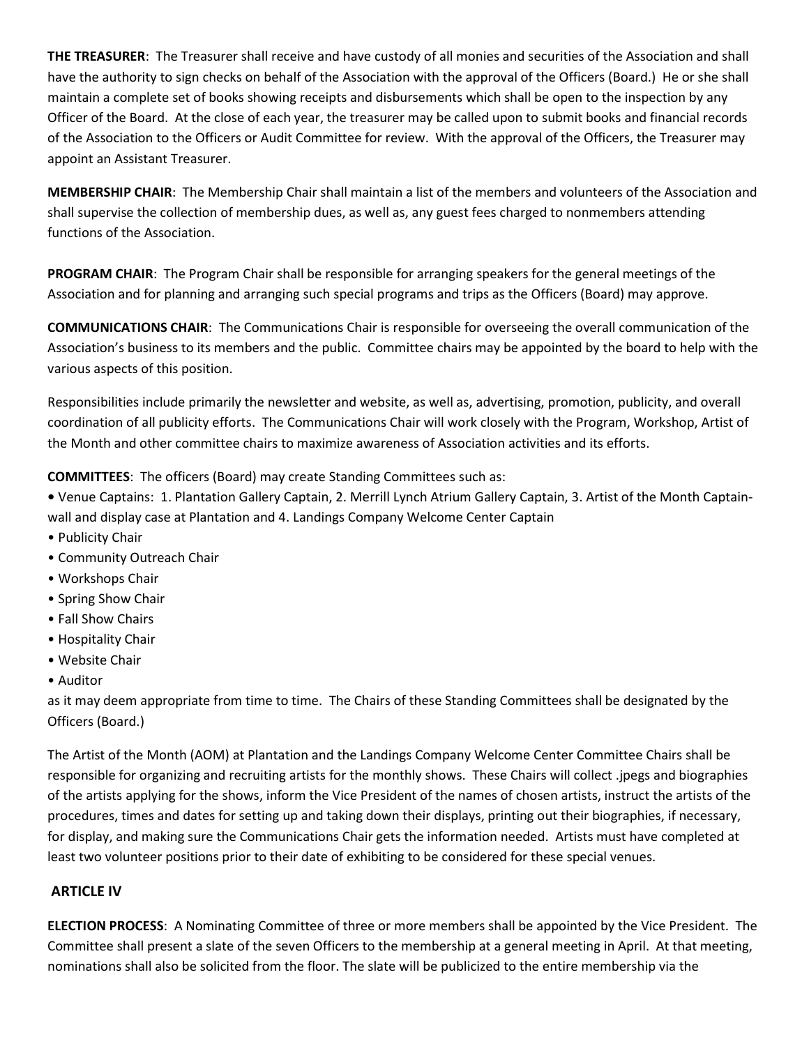**THE TREASURER**: The Treasurer shall receive and have custody of all monies and securities of the Association and shall have the authority to sign checks on behalf of the Association with the approval of the Officers (Board.) He or she shall maintain a complete set of books showing receipts and disbursements which shall be open to the inspection by any Officer of the Board. At the close of each year, the treasurer may be called upon to submit books and financial records of the Association to the Officers or Audit Committee for review. With the approval of the Officers, the Treasurer may appoint an Assistant Treasurer.

**MEMBERSHIP CHAIR**: The Membership Chair shall maintain a list of the members and volunteers of the Association and shall supervise the collection of membership dues, as well as, any guest fees charged to nonmembers attending functions of the Association.

**PROGRAM CHAIR**: The Program Chair shall be responsible for arranging speakers for the general meetings of the Association and for planning and arranging such special programs and trips as the Officers (Board) may approve.

**COMMUNICATIONS CHAIR**: The Communications Chair is responsible for overseeing the overall communication of the Association's business to its members and the public. Committee chairs may be appointed by the board to help with the various aspects of this position.

Responsibilities include primarily the newsletter and website, as well as, advertising, promotion, publicity, and overall coordination of all publicity efforts. The Communications Chair will work closely with the Program, Workshop, Artist of the Month and other committee chairs to maximize awareness of Association activities and its efforts.

**COMMITTEES**: The officers (Board) may create Standing Committees such as:

- Venue Captains: 1. Plantation Gallery Captain, 2. Merrill Lynch Atrium Gallery Captain, 3. Artist of the Month Captain-wall and display case at Plantation and 4. Landings Company Welcome Center Captain
- Publicity Chair
- Community Outreach Chair
- Workshops Chair
- Spring Show Chair
- Fall Show Chairs
- Hospitality Chair
- Website Chair
- Auditor

as it may deem appropriate from time to time. The Chairs of these Standing Committees shall be designated by the Officers (Board.)

The Artist of the Month (AOM) at Plantation and the Landings Company Welcome Center Committee Chairs shall be responsible for organizing and recruiting artists for the monthly shows. These Chairs will collect .jpegs and biographies of the artists applying for the shows, inform the Vice President of the names of chosen artists, instruct the artists of the procedures, times and dates for setting up and taking down their displays, printing out their biographies, if necessary, for display, and making sure the Communications Chair gets the information needed. Artists must have completed at least two volunteer positions prior to their date of exhibiting to be considered for these special venues.

## ARTICLE IV

**ELECTION PROCESS**: A Nominating Committee of three or more members shall be appointed by the Vice President. The Committee shall present a slate of the seven Officers to the membership at a general meeting in April. At that meeting, nominations shall also be solicited from the floor. The slate will be publicized to the entire membership via the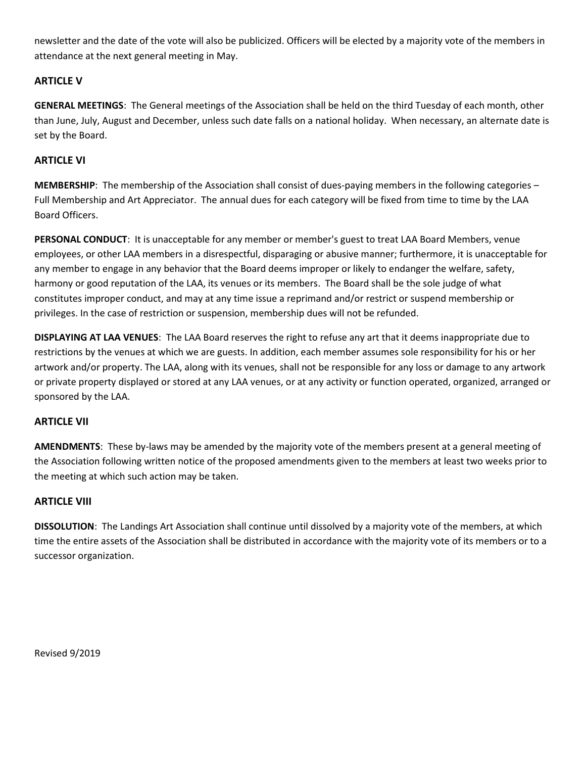newsletter and the date of the vote will also be publicized. Officers will be elected by a majority vote of the members in attendance at the next general meeting in May.

## ARTICLE V

**GENERAL MEETINGS**: The General meetings of the Association shall be held on the third Tuesday of each month, other than June, July, August and December, unless such date falls on a national holiday. When necessary, an alternate date is set by the Board.

## ARTICLE VI

**MEMBERSHIP**: The membership of the Association shall consist of dues-paying members in the following categories – Full Membership and Art Appreciator. The annual dues for each category will be fixed from time to time by the LAA Board Officers.

**PERSONAL CONDUCT**: It is unacceptable for any member or member's guest to treat LAA Board Members, venue employees, or other LAA members in a disrespectful, disparaging or abusive manner; furthermore, it is unacceptable for any member to engage in any behavior that the Board deems improper or likely to endanger the welfare, safety, harmony or good reputation of the LAA, its venues or its members. The Board shall be the sole judge of what constitutes improper conduct, and may at any time issue a reprimand and/or restrict or suspend membership or privileges. In the case of restriction or suspension, membership dues will not be refunded.

**DISPLAYING AT LAA VENUES**: The LAA Board reserves the right to refuse any art that it deems inappropriate due to restrictions by the venues at which we are guests. In addition, each member assumes sole responsibility for his or her artwork and/or property. The LAA, along with its venues, shall not be responsible for any loss or damage to any artwork or private property displayed or stored at any LAA venues, or at any activity or function operated, organized, arranged or sponsored by the LAA.

## ARTICLE VII

**AMENDMENTS**: These by-laws may be amended by the majority vote of the members present at a general meeting of the Association following written notice of the proposed amendments given to the members at least two weeks prior to the meeting at which such action may be taken.

## ARTICLE VIII

**DISSOLUTION**: The Landings Art Association shall continue until dissolved by a majority vote of the members, at which time the entire assets of the Association shall be distributed in accordance with the majority vote of its members or to a successor organization.

Revised 9/2019